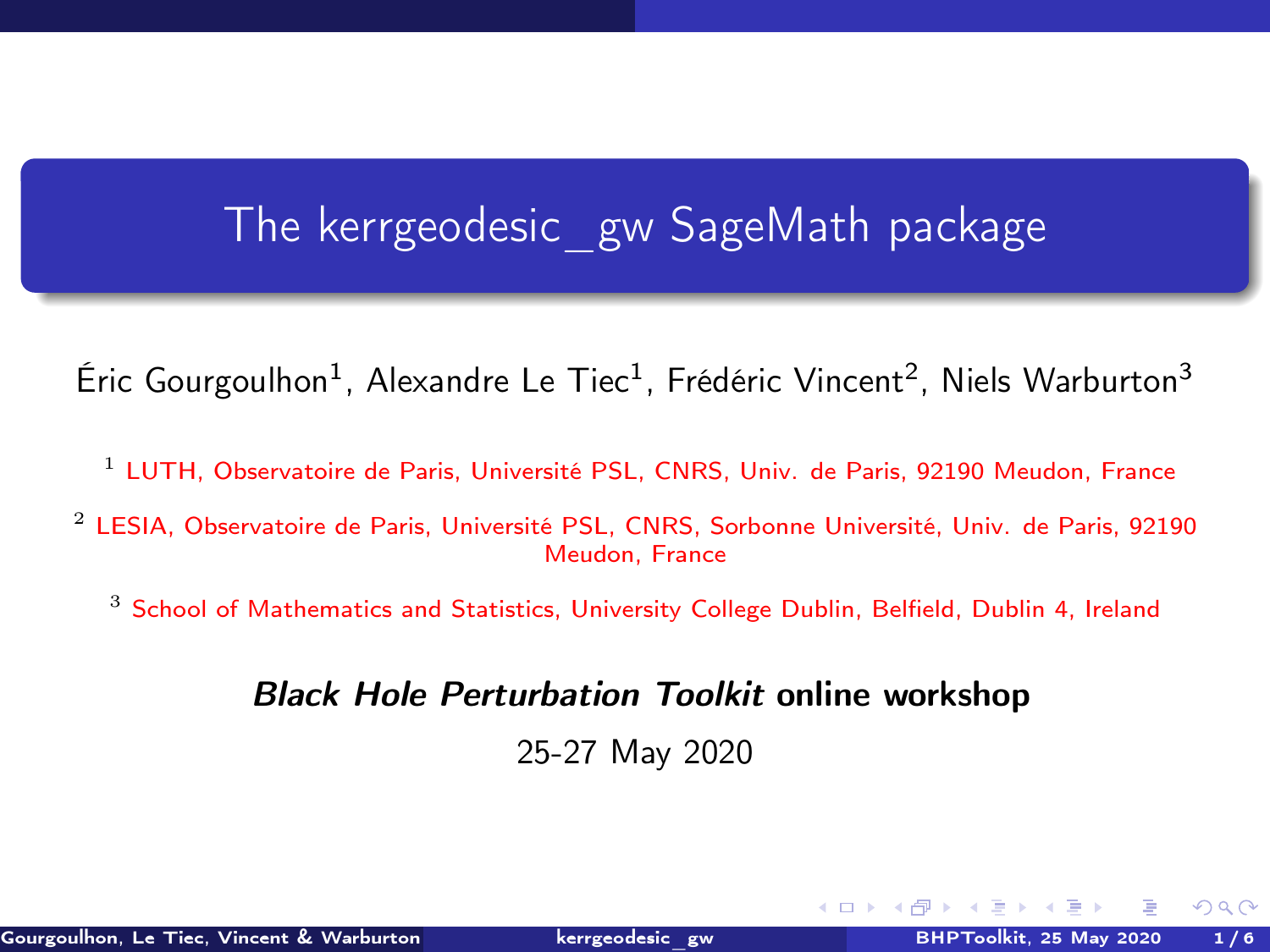# The kerrgeodesic_gw SageMath package

Éric Gourgoulhon[1], Alexandre Le Tiec[1], Frédéric Vincent[2], Niels Warburton[3]

[1] LUTH, Observatoire de Paris, Université PSL, CNRS, Univ. de Paris, 92190 Meudon, France

[2] LESIA, Observatoire de Paris, Université PSL, CNRS, Sorbonne Université, Univ. de Paris, 92190 Meudon, France

[3] School of Mathematics and Statistics, University College Dublin, Belfield, Dublin 4, Ireland

***Black Hole Perturbation Toolkit*** **online workshop**

25-27 May 2020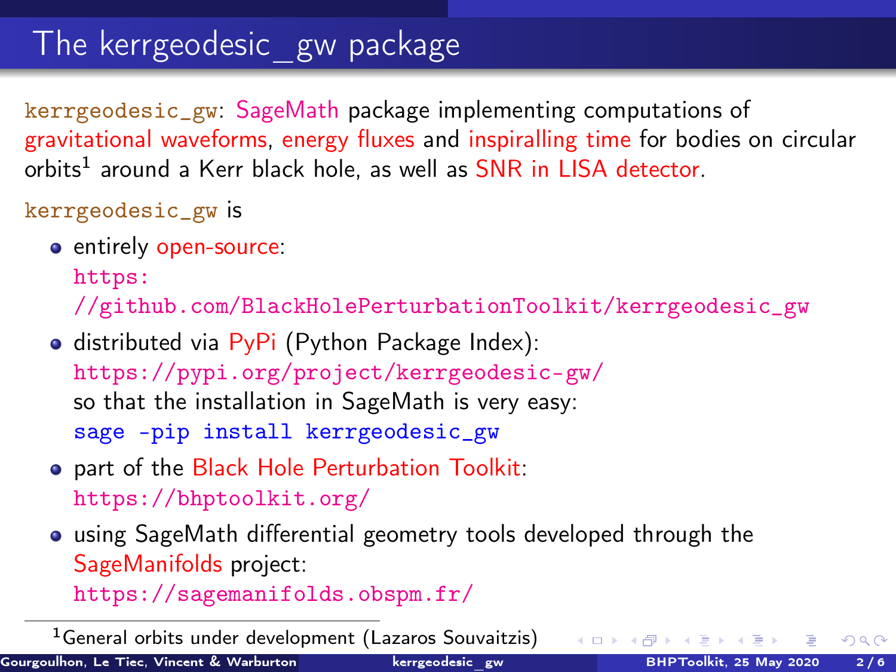# The kerrgeodesic_gw package

`kerrgeodesic_gw`: SageMath package implementing computations of gravitational waveforms, energy fluxes and inspiralling time for bodies on circular orbits[1] around a Kerr black hole, as well as SNR in LISA detector.

`kerrgeodesic_gw` is

- entirely open-source: https://github.com/BlackHolePerturbationToolkit/kerrgeodesic_gw
- distributed via PyPi (Python Package Index): https://pypi.org/project/kerrgeodesic-gw/
  so that the installation in SageMath is very easy:
  ```
  sage -pip install kerrgeodesic_gw
  ```
- part of the Black Hole Perturbation Toolkit: https://bhptoolkit.org/
- using SageMath differential geometry tools developed through the SageManifolds project: https://sagemanifolds.obspm.fr/

[1] General orbits under development (Lazaros Souvaitzis)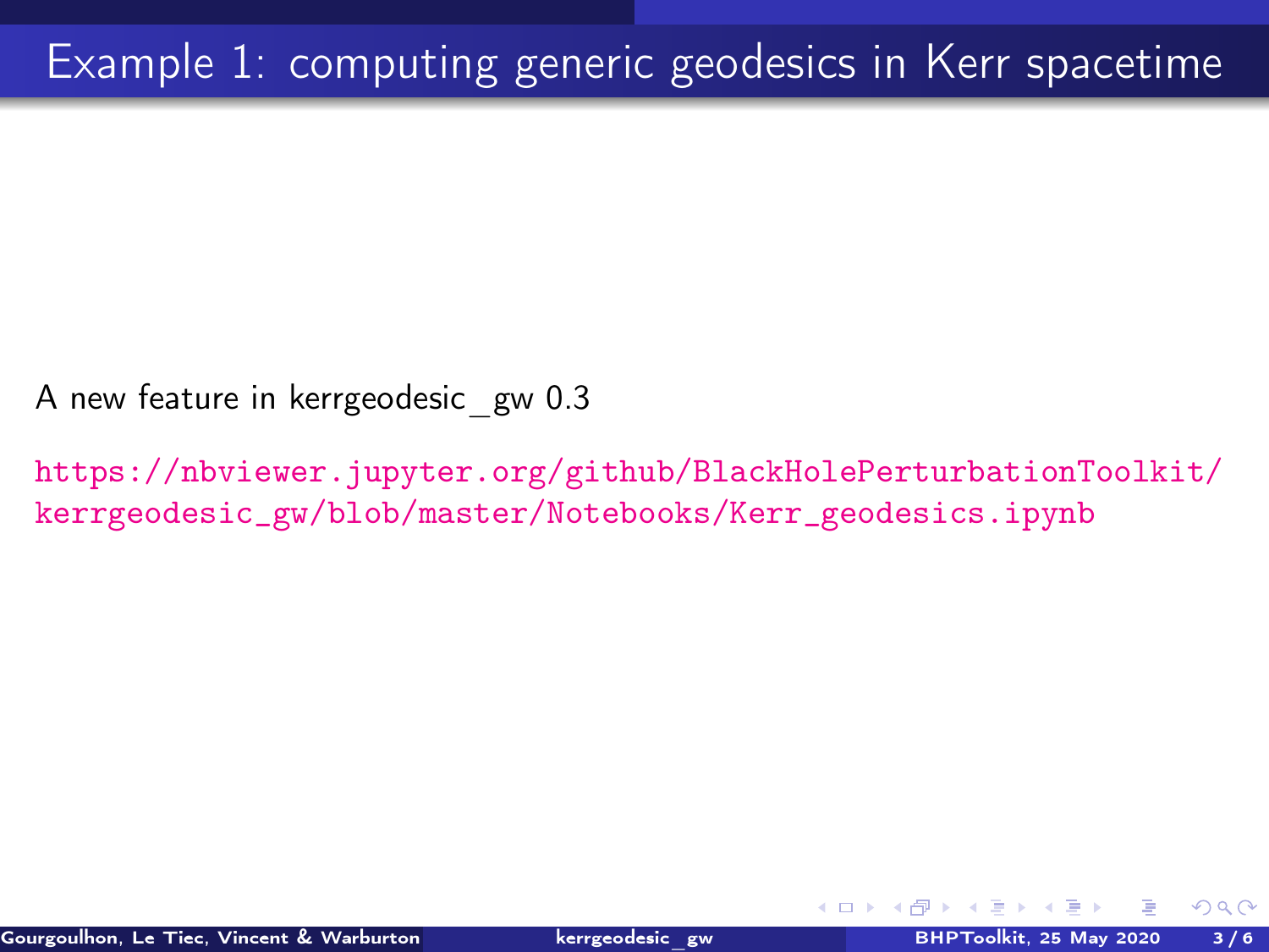# Example 1: computing generic geodesics in Kerr spacetime

A new feature in kerrgeodesic_gw 0.3

https://nbviewer.jupyter.org/github/BlackHolePerturbationToolkit/kerrgeodesic_gw/blob/master/Notebooks/Kerr_geodesics.ipynb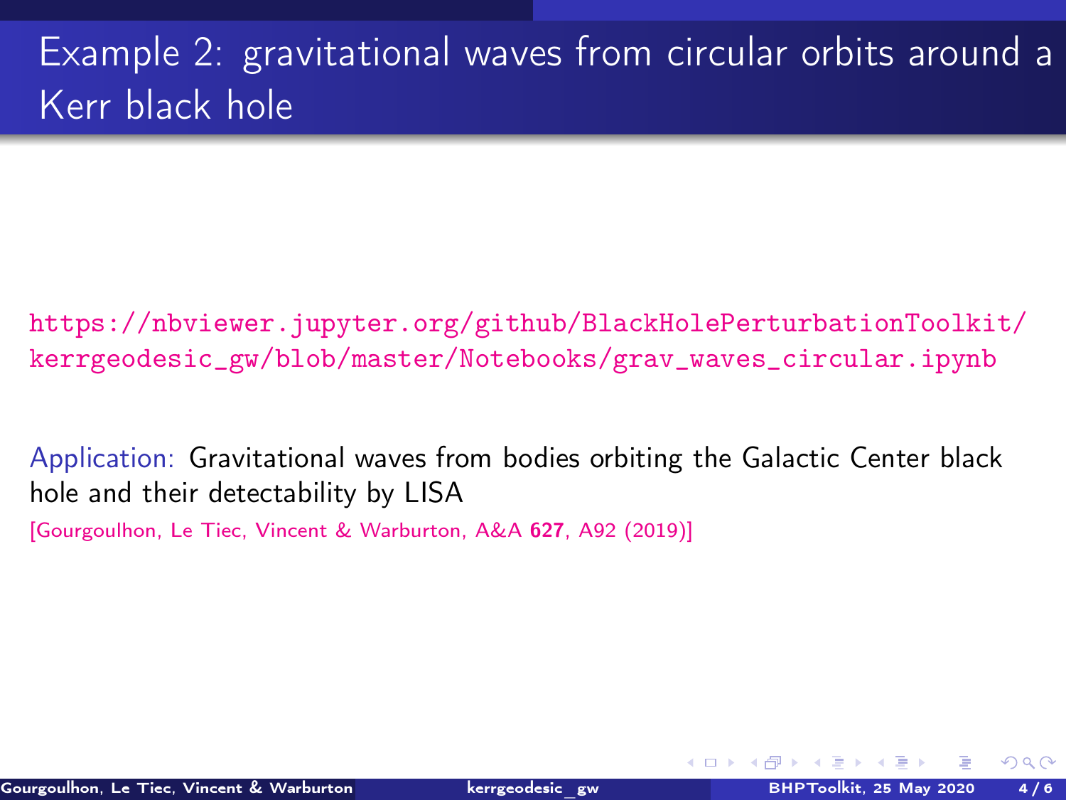# Example 2: gravitational waves from circular orbits around a Kerr black hole

https://nbviewer.jupyter.org/github/BlackHolePerturbationToolkit/kerrgeodesic_gw/blob/master/Notebooks/grav_waves_circular.ipynb

Application: Gravitational waves from bodies orbiting the Galactic Center black hole and their detectability by LISA

[Gourgoulhon, Le Tiec, Vincent & Warburton, A&A **627**, A92 (2019)]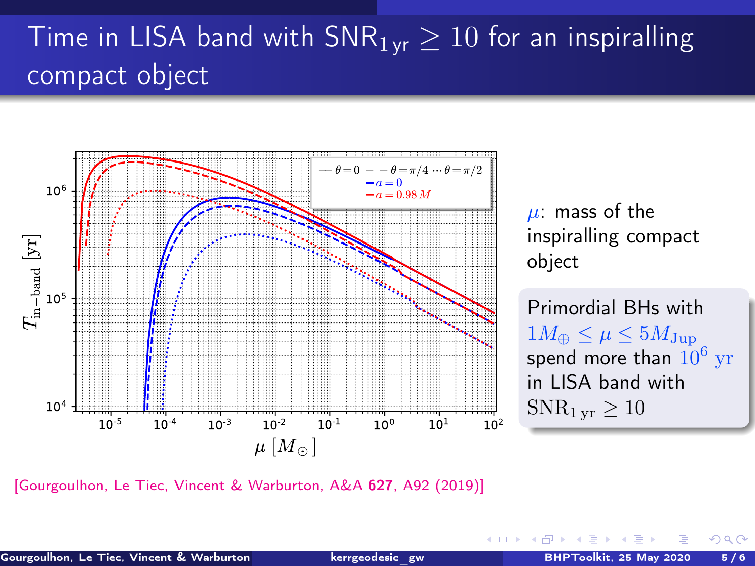# Time in LISA band with $\mathrm{SNR}_{1\,\mathrm{yr}} \geq 10$ for an inspiralling compact object

[Gourgoulhon, Le Tiec, Vincent & Warburton, A&A **627**, A92 (2019)]

$\mu$: mass of the inspiralling compact object

Primordial BHs with $1 M_\oplus \leq \mu \leq 5 M_{\mathrm{Jup}}$ spend more than $10^6$ yr in LISA band with $\mathrm{SNR}_{1\,\mathrm{yr}} \geq 10$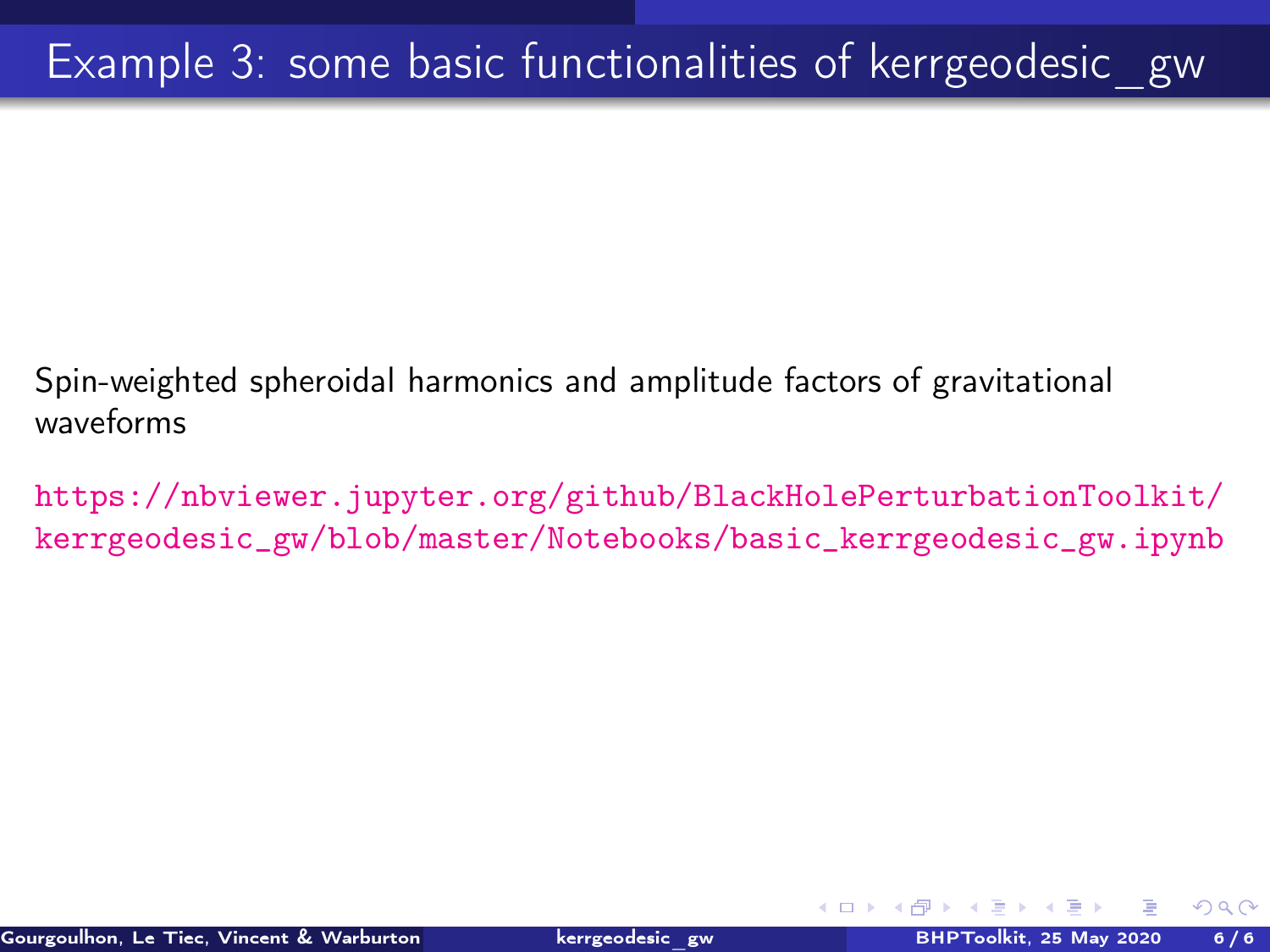# Example 3: some basic functionalities of kerrgeodesic_gw

Spin-weighted spheroidal harmonics and amplitude factors of gravitational waveforms

https://nbviewer.jupyter.org/github/BlackHolePerturbationToolkit/kerrgeodesic_gw/blob/master/Notebooks/basic_kerrgeodesic_gw.ipynb